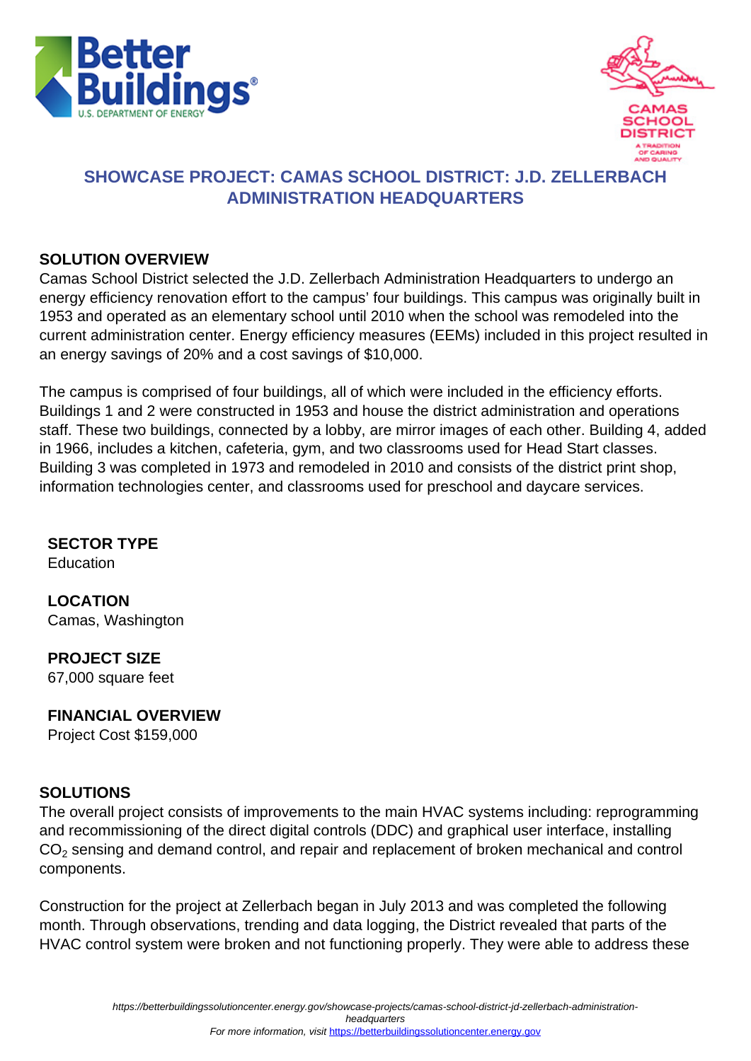# SHOWCASE PROJECT: CAMAS SCHOOL DISTRICT: J.D. ZELLERBACH ADMINISTRATION HEADQUARTERS

## SOLUTION OVERVIEW

Camas School District selected the J.D. Zellerbach Administration Headquarters to undergo an energy efficiency renovation effort to the campus' four buildings. This campus was originally built in 1953 and operated as an elementary school until 2010 when the school was remodeled into the current administration center. Energy efficiency measures (EEMs) included in this project resulted in an energy savings of 20% and a cost savings of $10,000.

The campus is comprised of four buildings, all of which were included in the efficiency efforts. Buildings 1 and 2 were constructed in 1953 and house the district administration and operations staff. These two buildings, connected by a lobby, are mirror images of each other. Building 4, added in 1966, includes a kitchen, cafeteria, gym, and two classrooms used for Head Start classes. Building 3 was completed in 1973 and remodeled in 2010 and consists of the district print shop, information technologies center, and classrooms used for preschool and daycare services.

### SECTOR TYPE

Education

### LOCATION

Camas, Washington

### PROJECT SIZE

67,000 square feet

### FINANCIAL OVERVIEW

Project Cost $159,000

## SOLUTIONS

The overall project consists of improvements to the main HVAC systems including: reprogramming and recommissioning of the direct digital controls (DDC) and graphical user interface, installing $CO_2$ sensing and demand control, and repair and replacement of broken mechanical and control components.

Construction for the project at Zellerbach began in July 2013 and was completed the following month. Through observations, trending and data logging, the District revealed that parts of the HVAC control system were broken and not functioning properly. They were able to address these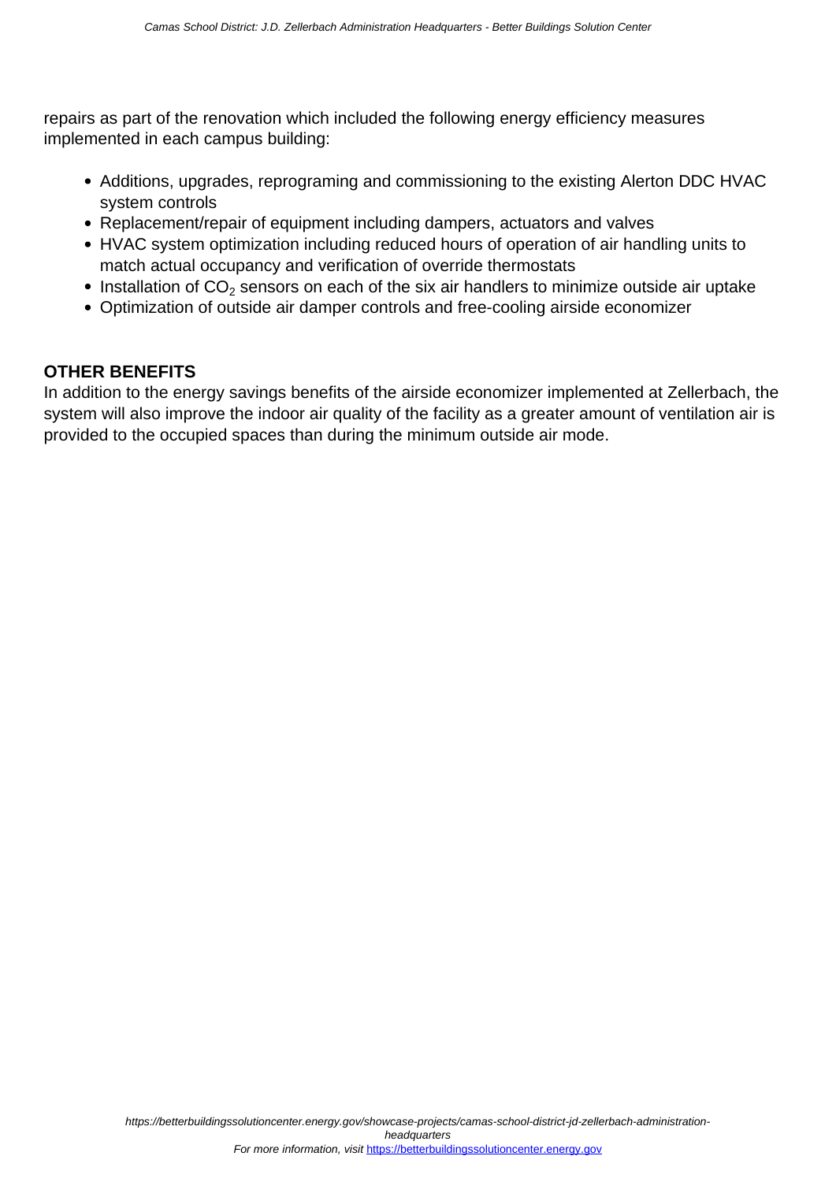repairs as part of the renovation which included the following energy efficiency measures implemented in each campus building:

- Additions, upgrades, reprograming and commissioning to the existing Alerton DDC HVAC system controls
- Replacement/repair of equipment including dampers, actuators and valves
- HVAC system optimization including reduced hours of operation of air handling units to match actual occupancy and verification of override thermostats
- Installation of $CO_2$ sensors on each of the six air handlers to minimize outside air uptake
- Optimization of outside air damper controls and free-cooling airside economizer

**OTHER BENEFITS**

In addition to the energy savings benefits of the airside economizer implemented at Zellerbach, the system will also improve the indoor air quality of the facility as a greater amount of ventilation air is provided to the occupied spaces than during the minimum outside air mode.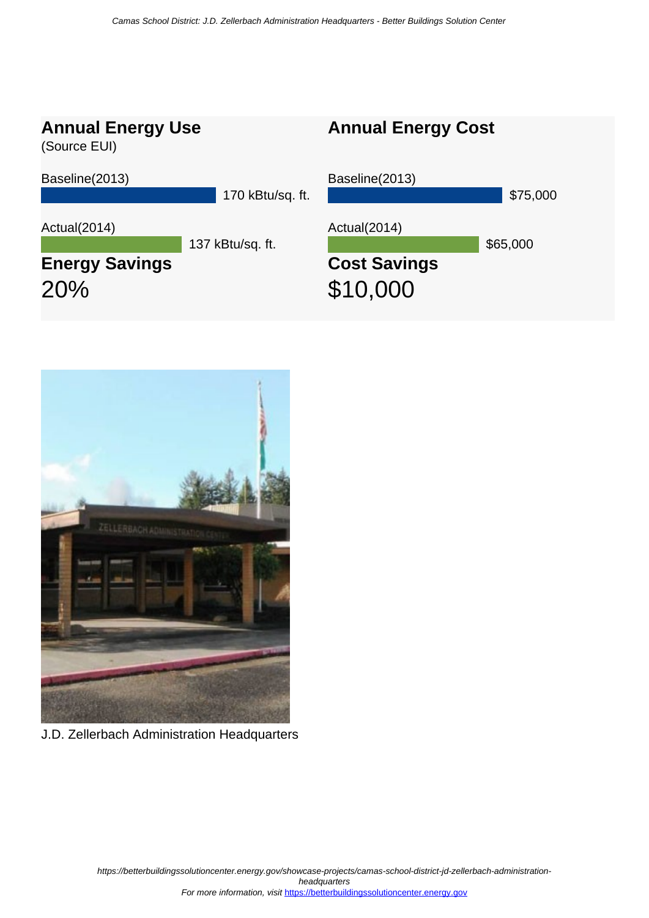## Annual Energy Use

(Source EUI)

Baseline(2013)

170 kBtu/sq. ft.

Actual(2014)

137 kBtu/sq. ft.

**Energy Savings**

20%

## Annual Energy Cost

Baseline(2013)

$75,000

Actual(2014)

$65,000

**Cost Savings**

$10,000

J.D. Zellerbach Administration Headquarters